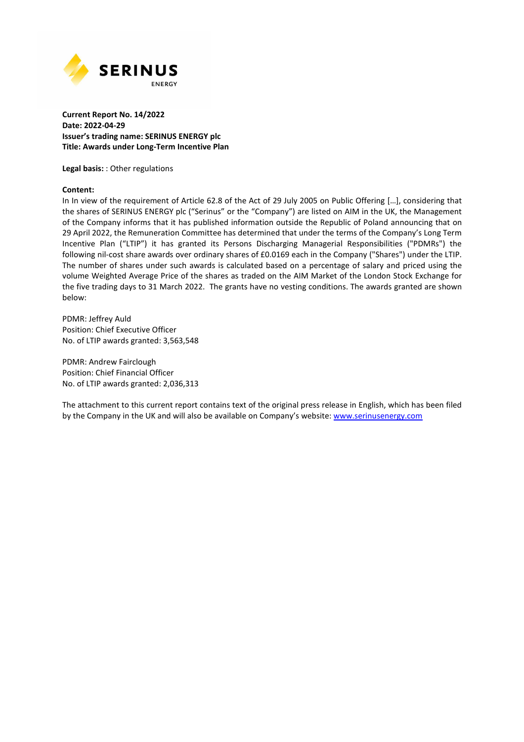**Current Report No. 14/2022**
**Date: 2022-04-29**
**Issuer's trading name: SERINUS ENERGY plc**
**Title: Awards under Long-Term Incentive Plan**

**Legal basis:** : Other regulations

**Content:**
In In view of the requirement of Article 62.8 of the Act of 29 July 2005 on Public Offering […], considering that the shares of SERINUS ENERGY plc ("Serinus" or the "Company") are listed on AIM in the UK, the Management of the Company informs that it has published information outside the Republic of Poland announcing that on 29 April 2022, the Remuneration Committee has determined that under the terms of the Company's Long Term Incentive Plan ("LTIP") it has granted its Persons Discharging Managerial Responsibilities ("PDMRs") the following nil-cost share awards over ordinary shares of £0.0169 each in the Company ("Shares") under the LTIP. The number of shares under such awards is calculated based on a percentage of salary and priced using the volume Weighted Average Price of the shares as traded on the AIM Market of the London Stock Exchange for the five trading days to 31 March 2022. The grants have no vesting conditions. The awards granted are shown below:

PDMR: Jeffrey Auld
Position: Chief Executive Officer
No. of LTIP awards granted: 3,563,548

PDMR: Andrew Fairclough
Position: Chief Financial Officer
No. of LTIP awards granted: 2,036,313

The attachment to this current report contains text of the original press release in English, which has been filed by the Company in the UK and will also be available on Company's website: www.serinusenergy.com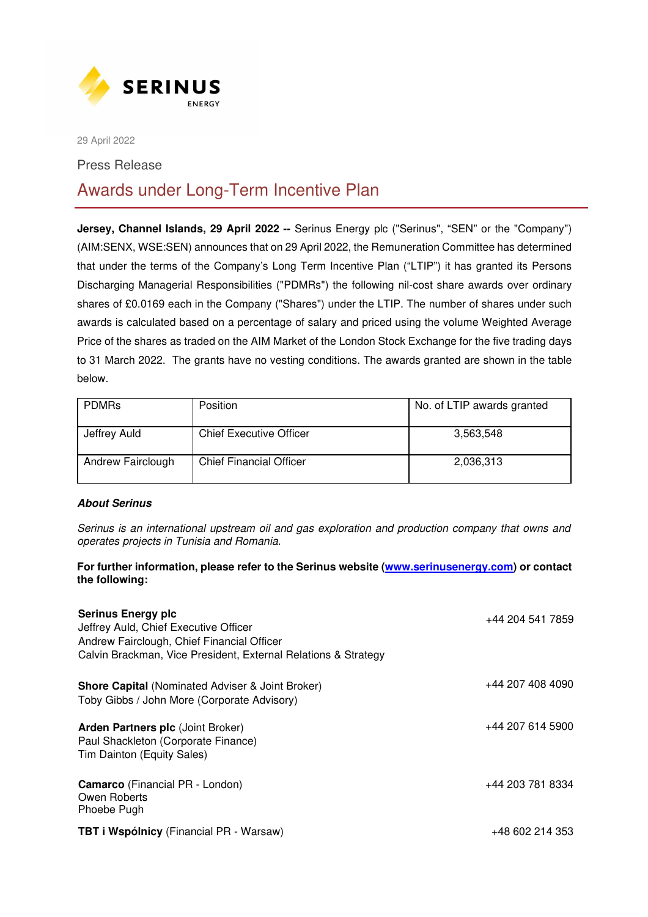29 April 2022

Press Release

# Awards under Long-Term Incentive Plan

**Jersey, Channel Islands, 29 April 2022 --** Serinus Energy plc ("Serinus", "SEN" or the "Company") (AIM:SENX, WSE:SEN) announces that on 29 April 2022, the Remuneration Committee has determined that under the terms of the Company's Long Term Incentive Plan ("LTIP") it has granted its Persons Discharging Managerial Responsibilities ("PDMRs") the following nil-cost share awards over ordinary shares of £0.0169 each in the Company ("Shares") under the LTIP. The number of shares under such awards is calculated based on a percentage of salary and priced using the volume Weighted Average Price of the shares as traded on the AIM Market of the London Stock Exchange for the five trading days to 31 March 2022. The grants have no vesting conditions. The awards granted are shown in the table below.

| PDMRs | Position | No. of LTIP awards granted |
|---|---|---|
| Jeffrey Auld | Chief Executive Officer | 3,563,548 |
| Andrew Fairclough | Chief Financial Officer | 2,036,313 |

***About Serinus***

*Serinus is an international upstream oil and gas exploration and production company that owns and operates projects in Tunisia and Romania.*

**For further information, please refer to the Serinus website (www.serinusenergy.com) or contact the following:**

**Serinus Energy plc** +44 204 541 7859
Jeffrey Auld, Chief Executive Officer
Andrew Fairclough, Chief Financial Officer
Calvin Brackman, Vice President, External Relations & Strategy

**Shore Capital** (Nominated Adviser & Joint Broker) +44 207 408 4090
Toby Gibbs / John More (Corporate Advisory)

**Arden Partners plc** (Joint Broker) +44 207 614 5900
Paul Shackleton (Corporate Finance)
Tim Dainton (Equity Sales)

**Camarco** (Financial PR - London) +44 203 781 8334
Owen Roberts
Phoebe Pugh

**TBT i Wspólnicy** (Financial PR - Warsaw) +48 602 214 353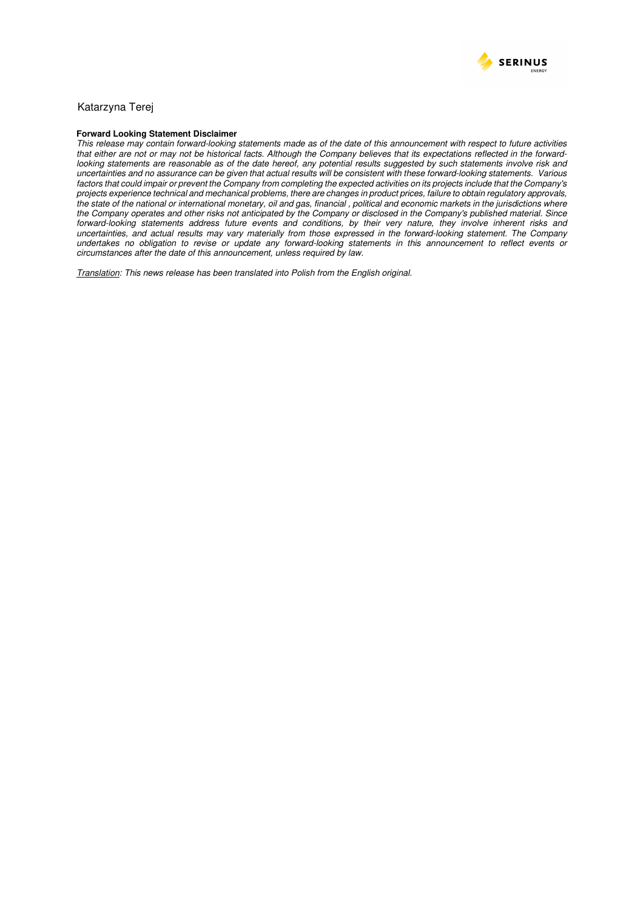Katarzyna Terej

**Forward Looking Statement Disclaimer**

*This release may contain forward-looking statements made as of the date of this announcement with respect to future activities that either are not or may not be historical facts. Although the Company believes that its expectations reflected in the forward-looking statements are reasonable as of the date hereof, any potential results suggested by such statements involve risk and uncertainties and no assurance can be given that actual results will be consistent with these forward-looking statements. Various factors that could impair or prevent the Company from completing the expected activities on its projects include that the Company's projects experience technical and mechanical problems, there are changes in product prices, failure to obtain regulatory approvals, the state of the national or international monetary, oil and gas, financial , political and economic markets in the jurisdictions where the Company operates and other risks not anticipated by the Company or disclosed in the Company's published material. Since forward-looking statements address future events and conditions, by their very nature, they involve inherent risks and uncertainties, and actual results may vary materially from those expressed in the forward-looking statement. The Company undertakes no obligation to revise or update any forward-looking statements in this announcement to reflect events or circumstances after the date of this announcement, unless required by law.*

<u>*Translation*</u>*: This news release has been translated into Polish from the English original.*